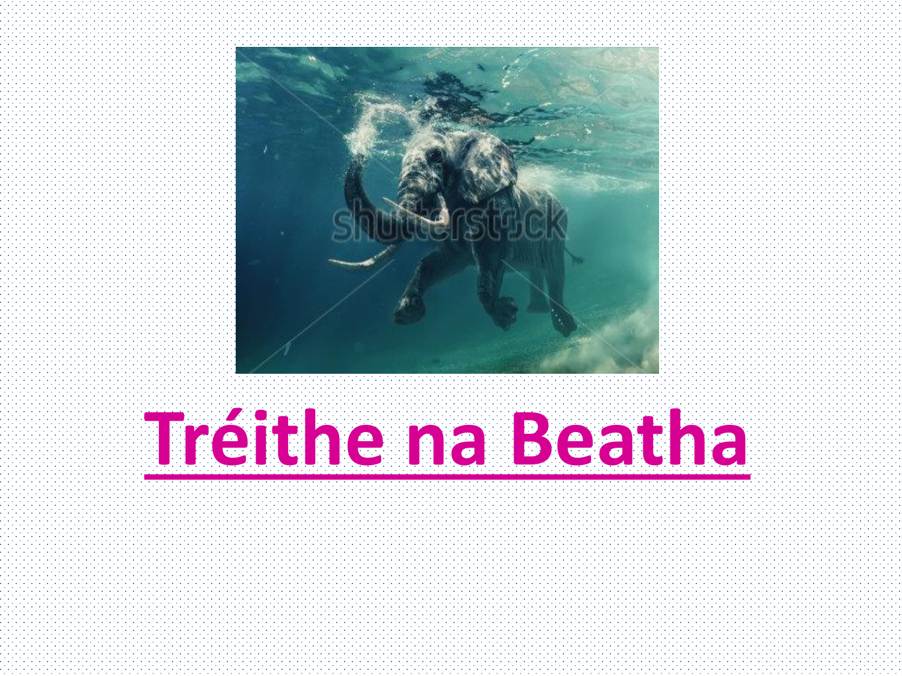# Tréithe na Beatha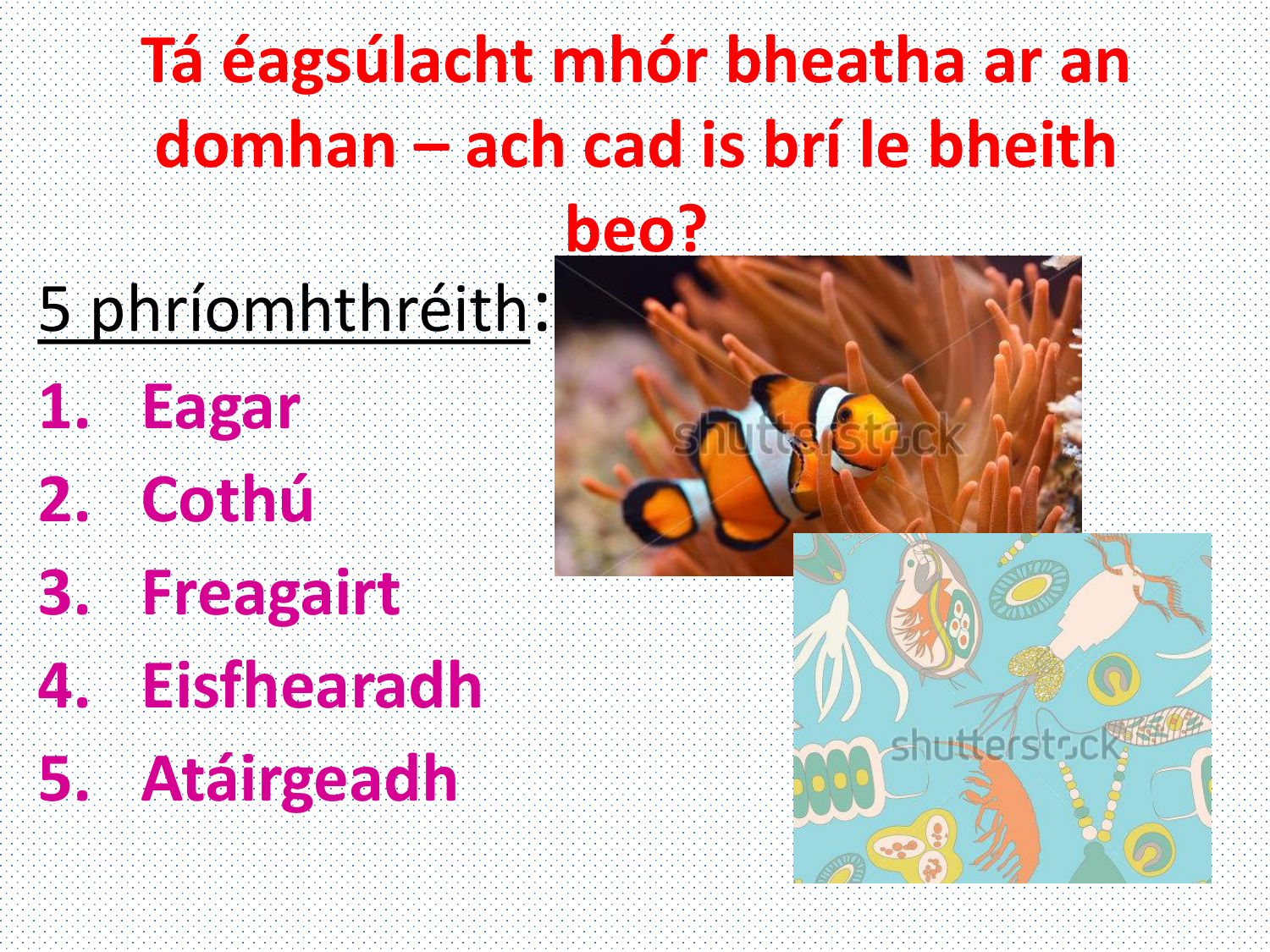# Tá éagsúlacht mhór bheatha ar an domhan – ach cad is brí le bheith beo?

5 phríomhthréith:

1. **Eagar**
2. **Cothú**
3. **Freagairt**
4. **Eisfhearadh**
5. **Atáirgeadh**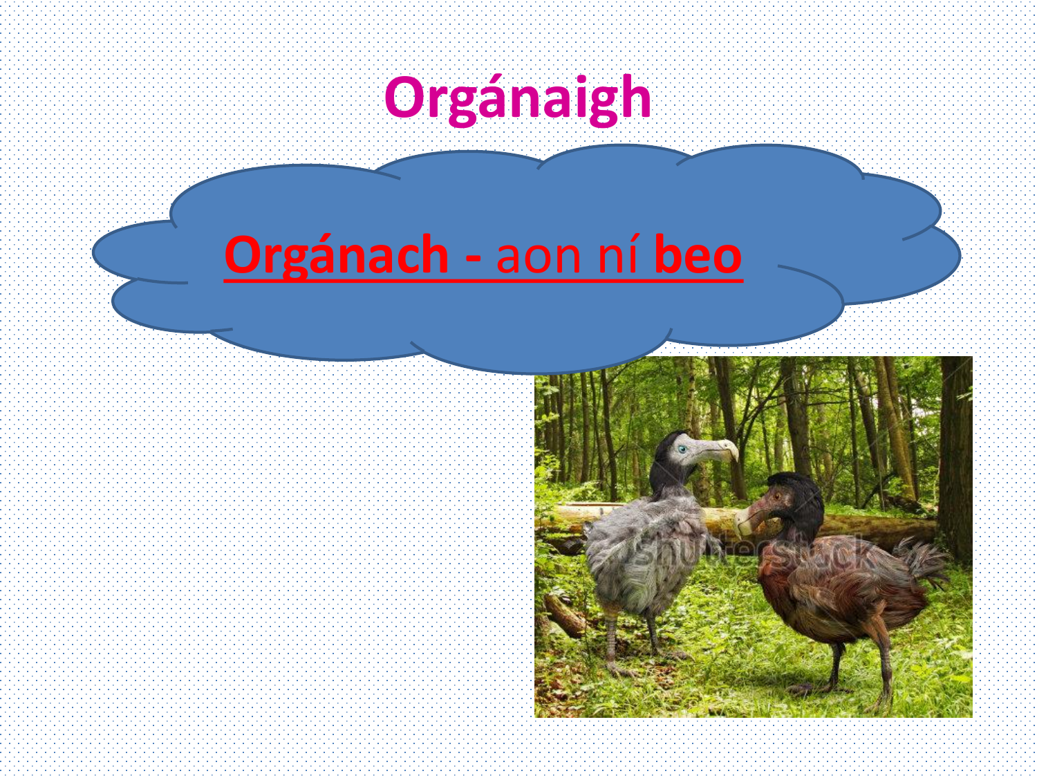# Orgánaigh

**Orgánach -** aon ní **beo**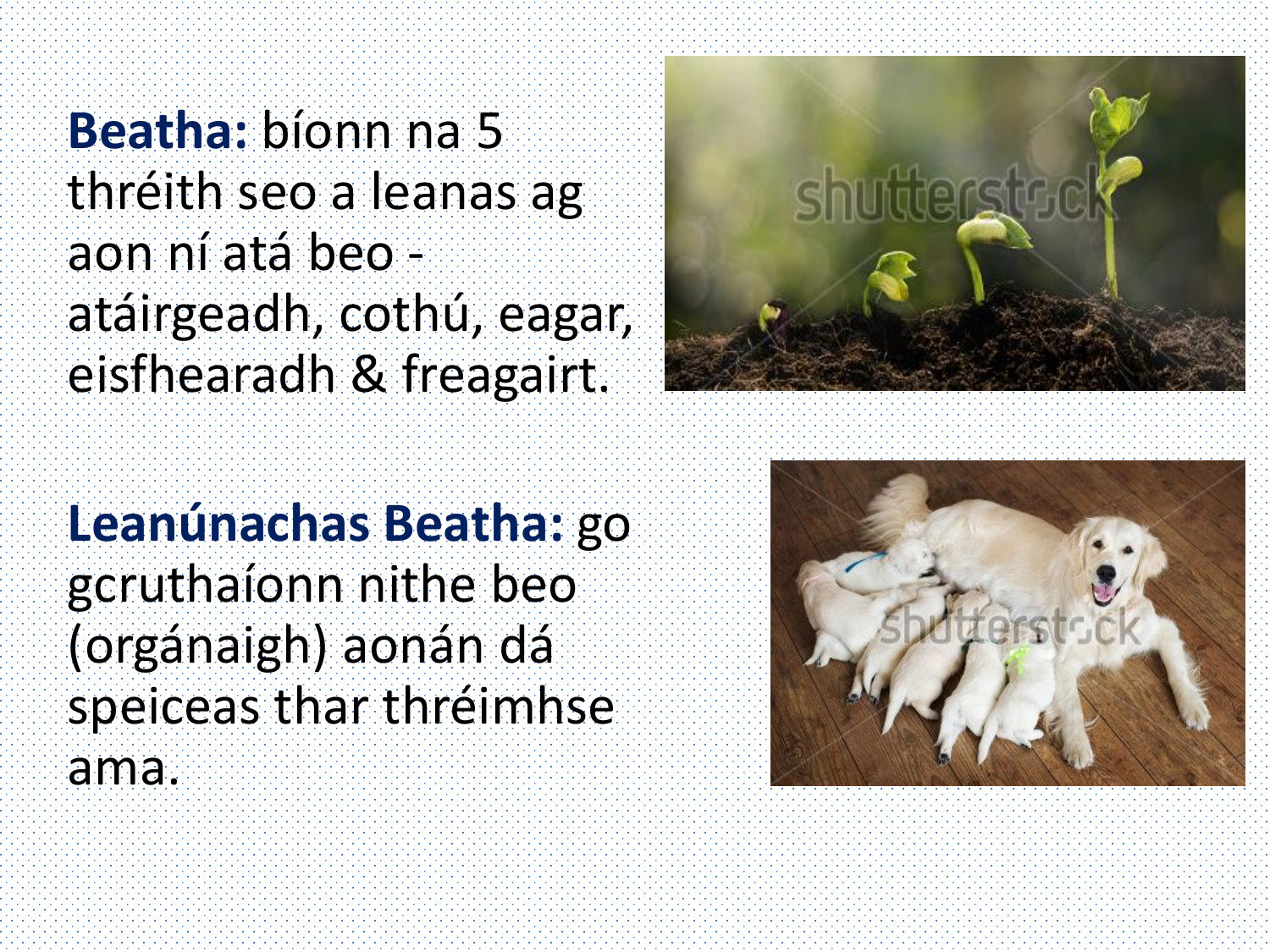**Beatha:** bíonn na 5 thréith seo a leanas ag aon ní atá beo - atáirgeadh, cothú, eagar, eisfhearadh & freagairt.

**Leanúnachas Beatha:** go gcruthaíonn nithe beo (orgánaigh) aonán dá speiceas thar thréimhse ama.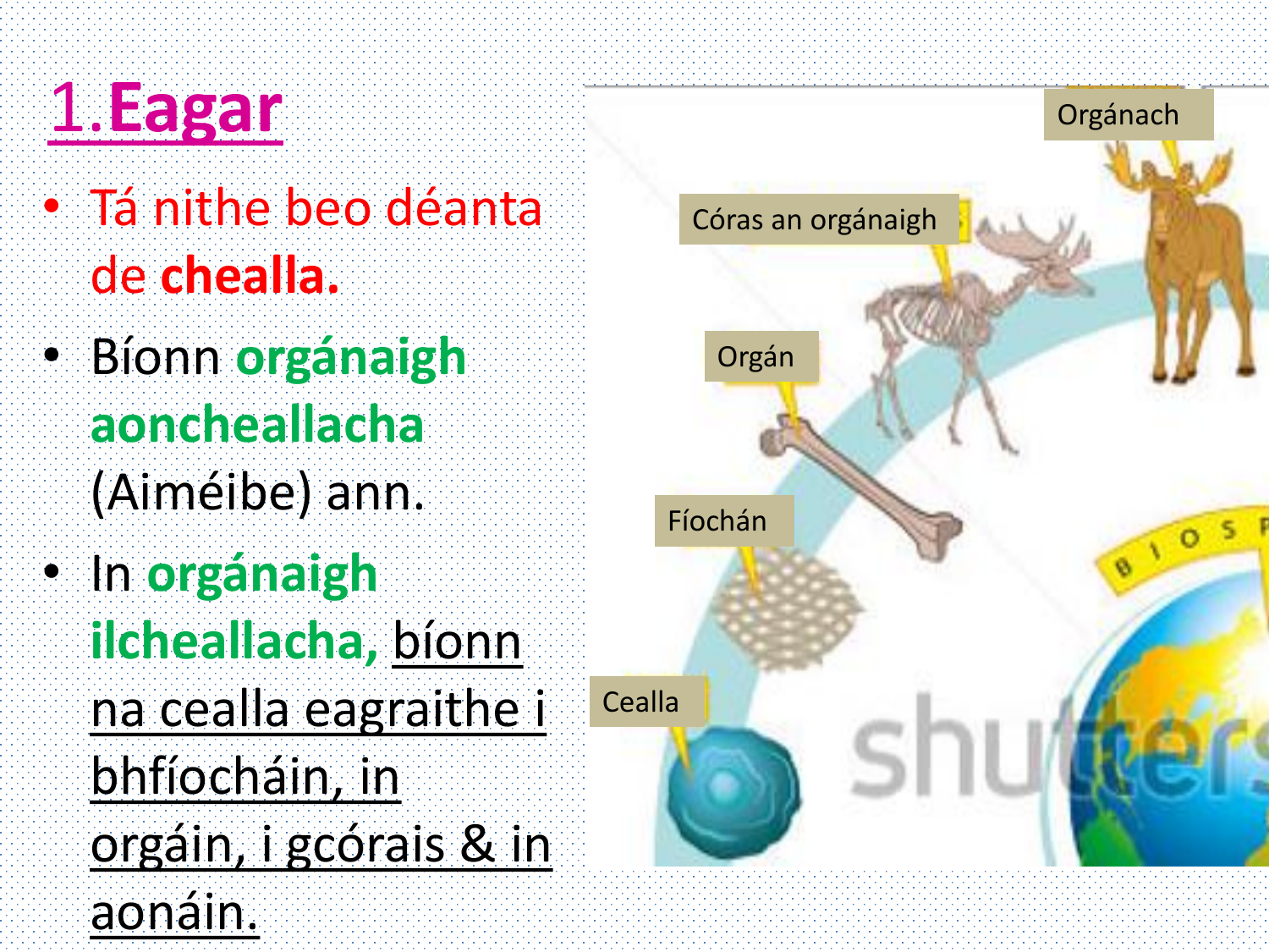# 1.Eagar

- **Tá nithe beo déanta de chealla.**
- Bíonn **orgánaigh aoncheallacha** (Aiméibe) ann.
- In **orgánaigh ilcheallacha,** bíonn na cealla eagraithe i bhfíocháin, in orgáin, i gcórais & in aonáin.

Orgánach

Córas an orgánaigh

Orgán

Fíochán

Cealla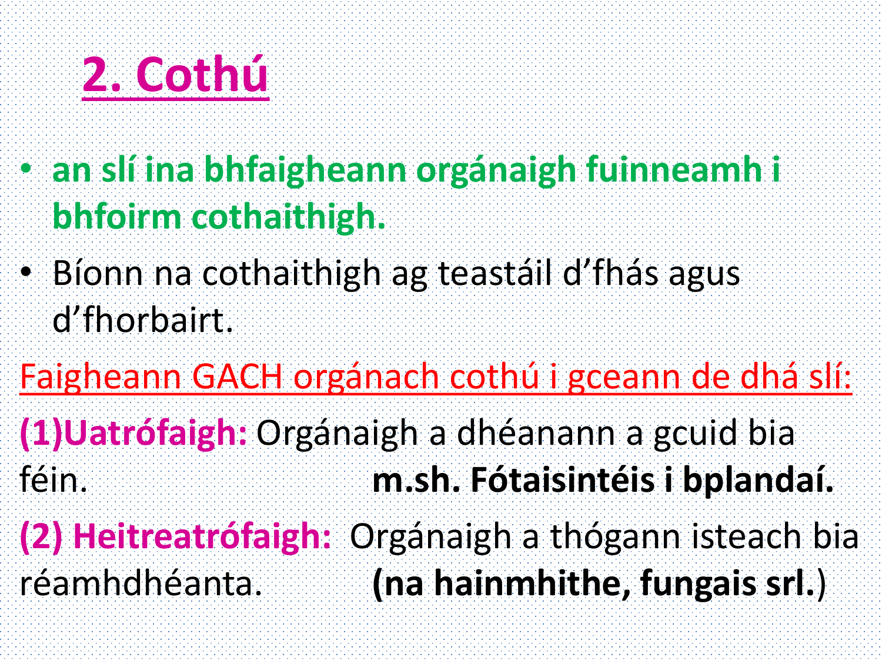## 2. Cothú

- **an slí ina bhfaigheann orgánaigh fuinneamh i bhfoirm cothaithigh.**
- Bíonn na cothaithigh ag teastáil d'fhás agus d'fhorbairt.

Faigheann GACH orgánach cothú i gceann de dhá slí:

**(1)Uatrófaigh:** Orgánaigh a dhéanann a gcuid bia féin. **m.sh. Fótaisintéis i bplandaí.**

**(2) Heitreatrófaigh:** Orgánaigh a thógann isteach bia réamhdhéanta. **(na hainmhithe, fungais srl.**)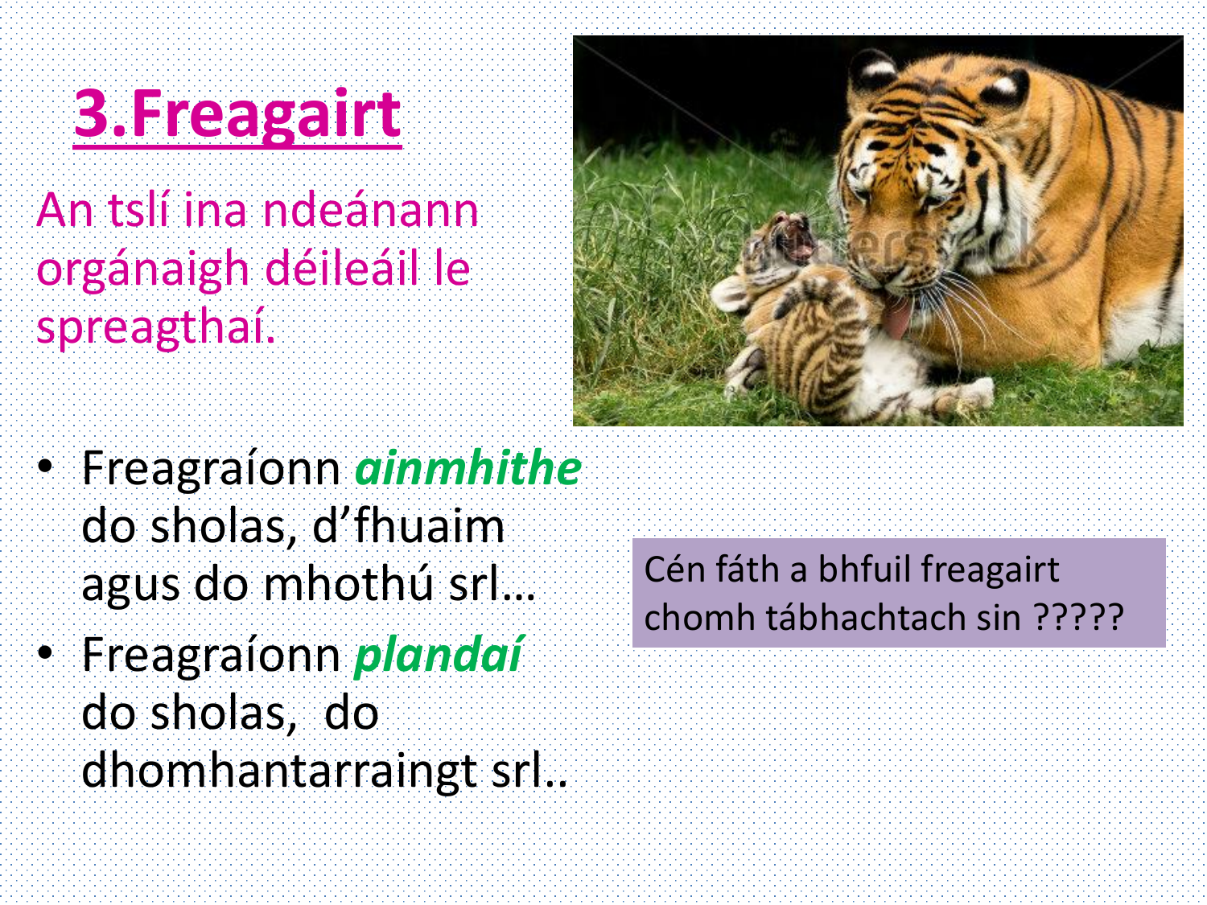# 3.Freagairt

An tslí ina ndeánann orgánaigh déileáil le spreagthaí.

- Freagraíonn ***ainmhithe*** do sholas, d'fhuaim agus do mhothú srl…
- Freagraíonn ***plandaí*** do sholas, do dhomhantarraingt srl..

Cén fáth a bhfuil freagairt chomh tábhachtach sin ?????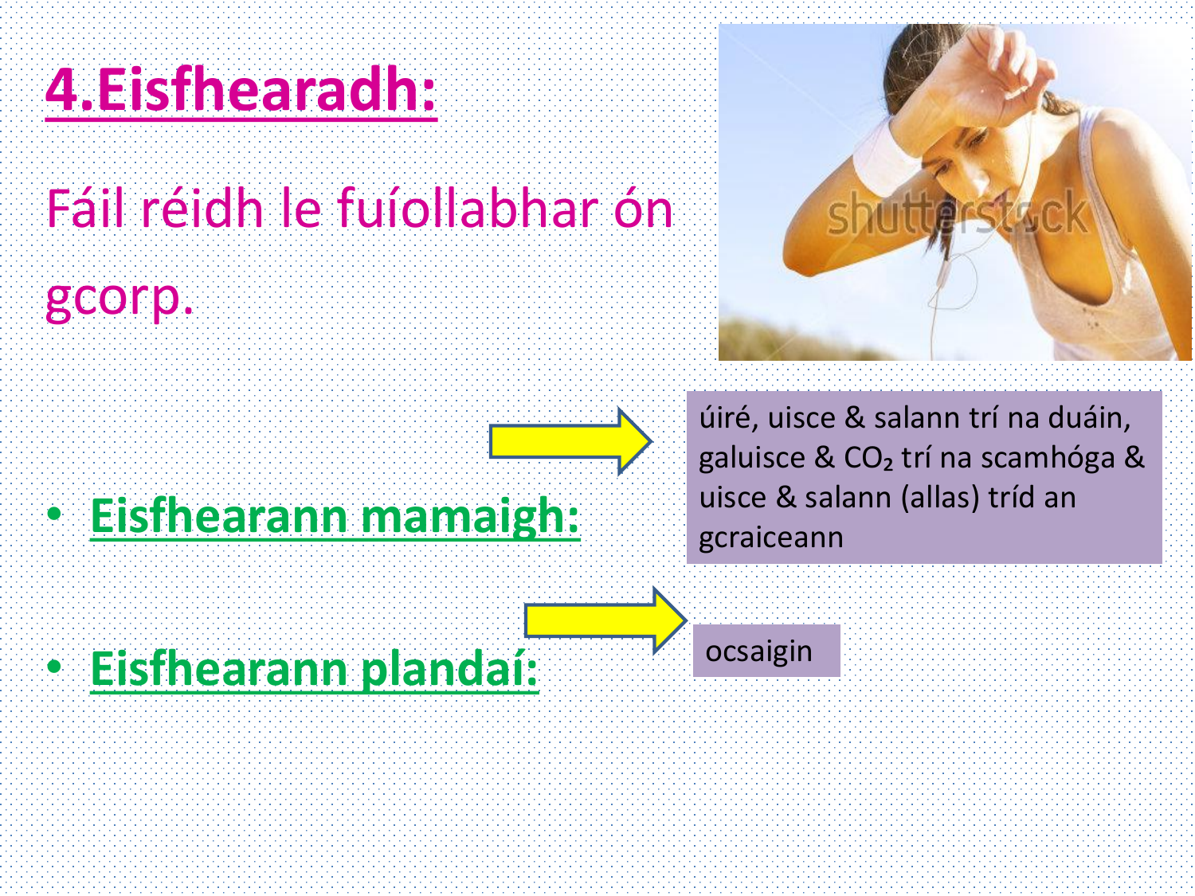# 4.Eisfhearadh:

Fáil réidh le fuíollabhar ón gcorp.

- **Eisfhearann mamaigh:** → úiré, uisce & salann trí na duáin, galuisce & $CO_2$ trí na scamhóga & uisce & salann (allas) tríd an gcraiceann
- **Eisfhearann plandaí:** → ocsaigin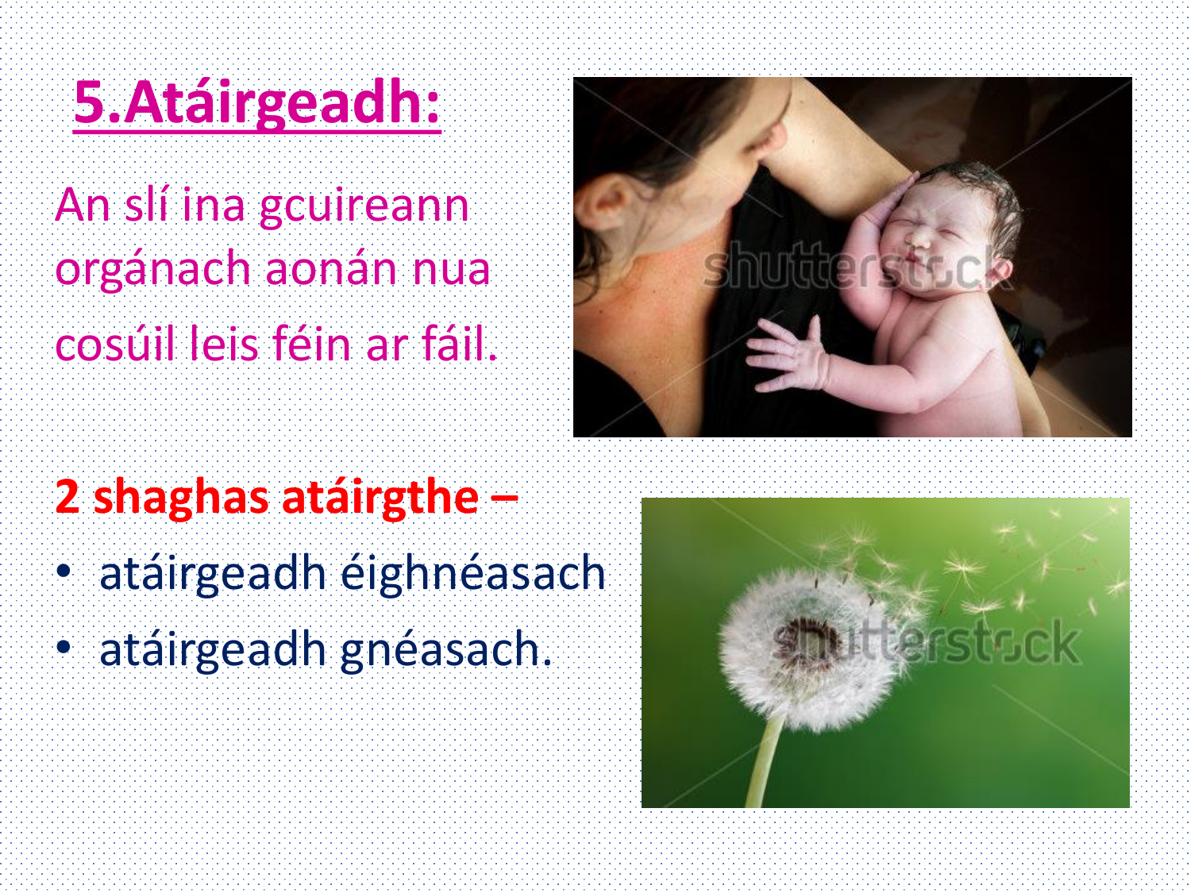# 5.Atáirgeadh:

An slí ina gcuireann orgánach aonán nua cosúil leis féin ar fáil.

**2 shaghas atáirgthe –**

- atáirgeadh éighnéasach
- atáirgeadh gnéasach.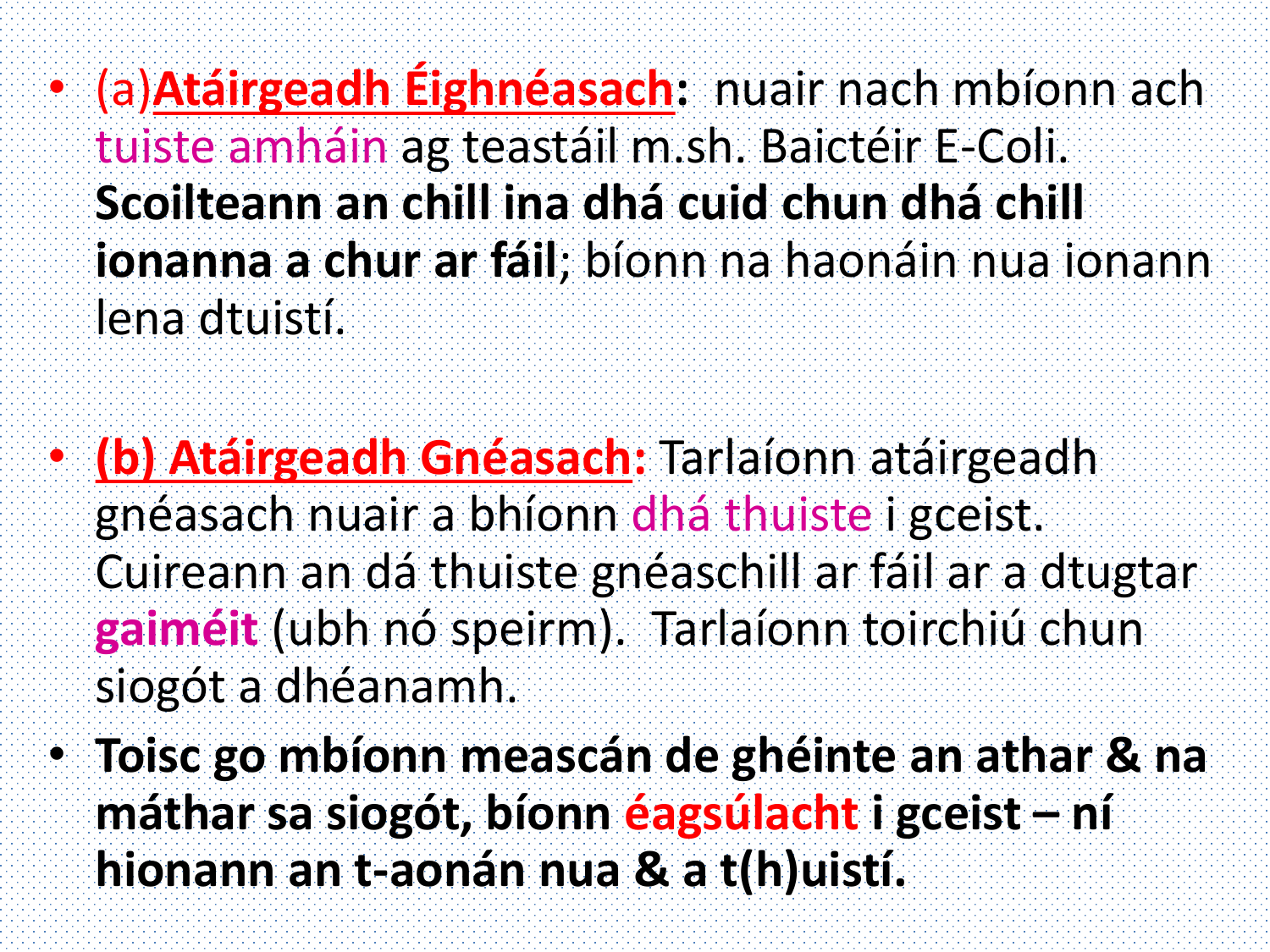- (a)**Atáirgeadh Éighnéasach**: nuair nach mbíonn ach tuiste amháin ag teastáil m.sh. Baictéir E-Coli. **Scoilteann an chill ina dhá cuid chun dhá chill ionanna a chur ar fáil**; bíonn na haonáin nua ionann lena dtuistí.

- **(b) Atáirgeadh Gnéasach:** Tarlaíonn atáirgeadh gnéasach nuair a bhíonn dhá thuiste i gceist. Cuireann an dá thuiste gnéaschill ar fáil ar a dtugtar **gaiméit** (ubh nó speirm). Tarlaíonn toirchiú chun siogót a dhéanamh.
- **Toisc go mbíonn meascán de ghéinte an athar & na máthar sa siogót, bíonn éagsúlacht i gceist – ní hionann an t-aonán nua & a t(h)uistí.**